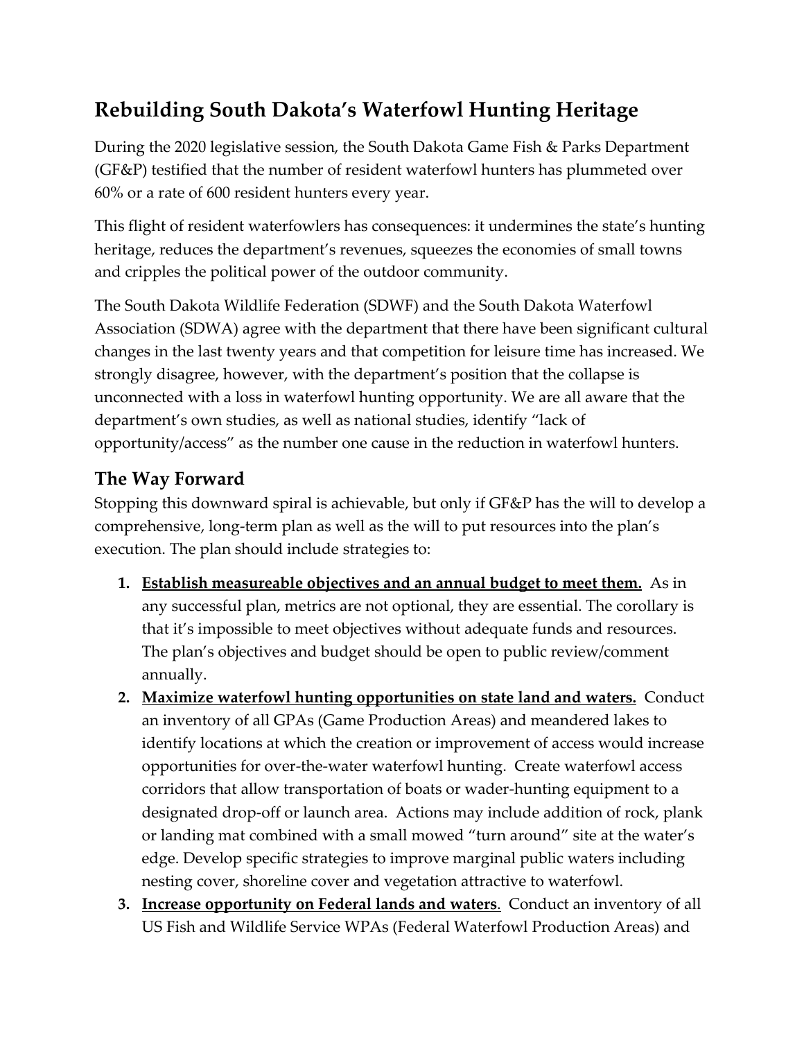# Rebuilding South Dakota's Waterfowl Hunting Heritage

During the 2020 legislative session, the South Dakota Game Fish & Parks Department (GF&P) testified that the number of resident waterfowl hunters has plummeted over 60% or a rate of 600 resident hunters every year.

This flight of resident waterfowlers has consequences: it undermines the state's hunting heritage, reduces the department's revenues, squeezes the economies of small towns and cripples the political power of the outdoor community.

The South Dakota Wildlife Federation (SDWF) and the South Dakota Waterfowl Association (SDWA) agree with the department that there have been significant cultural changes in the last twenty years and that competition for leisure time has increased. We strongly disagree, however, with the department's position that the collapse is unconnected with a loss in waterfowl hunting opportunity. We are all aware that the department's own studies, as well as national studies, identify "lack of opportunity/access" as the number one cause in the reduction in waterfowl hunters.

## The Way Forward

Stopping this downward spiral is achievable, but only if GF&P has the will to develop a comprehensive, long-term plan as well as the will to put resources into the plan's execution. The plan should include strategies to:

1. **<u>Establish measureable objectives and an annual budget to meet them.</u>** As in any successful plan, metrics are not optional, they are essential. The corollary is that it's impossible to meet objectives without adequate funds and resources. The plan's objectives and budget should be open to public review/comment annually.
2. **<u>Maximize waterfowl hunting opportunities on state land and waters.</u>** Conduct an inventory of all GPAs (Game Production Areas) and meandered lakes to identify locations at which the creation or improvement of access would increase opportunities for over-the-water waterfowl hunting. Create waterfowl access corridors that allow transportation of boats or wader-hunting equipment to a designated drop-off or launch area. Actions may include addition of rock, plank or landing mat combined with a small mowed "turn around" site at the water's edge. Develop specific strategies to improve marginal public waters including nesting cover, shoreline cover and vegetation attractive to waterfowl.
3. **<u>Increase opportunity on Federal lands and waters</u>**. Conduct an inventory of all US Fish and Wildlife Service WPAs (Federal Waterfowl Production Areas) and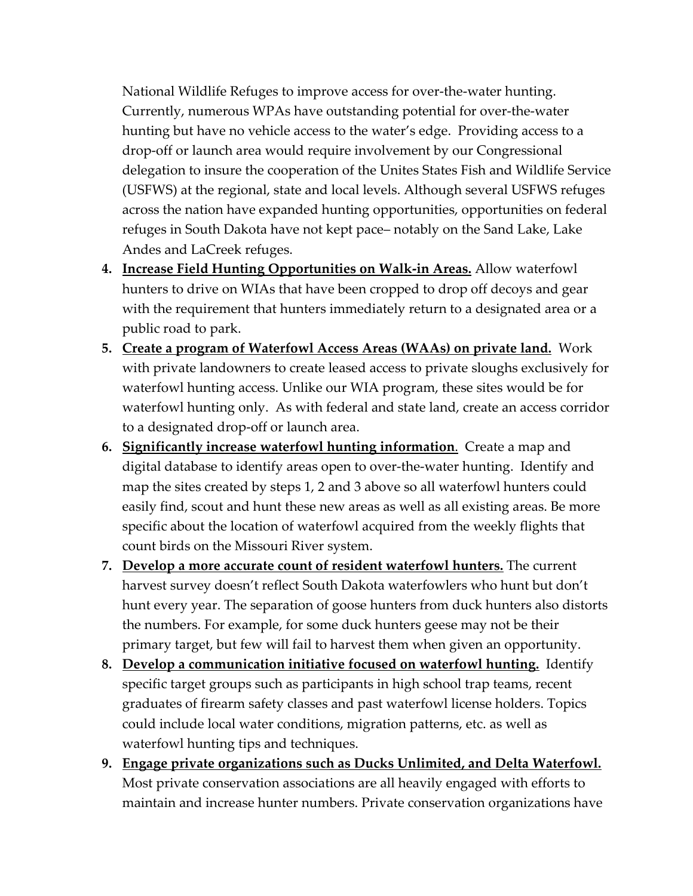National Wildlife Refuges to improve access for over-the-water hunting. Currently, numerous WPAs have outstanding potential for over-the-water hunting but have no vehicle access to the water's edge. Providing access to a drop-off or launch area would require involvement by our Congressional delegation to insure the cooperation of the Unites States Fish and Wildlife Service (USFWS) at the regional, state and local levels. Although several USFWS refuges across the nation have expanded hunting opportunities, opportunities on federal refuges in South Dakota have not kept pace– notably on the Sand Lake, Lake Andes and LaCreek refuges.

4. **<u>Increase Field Hunting Opportunities on Walk-in Areas.</u>** Allow waterfowl hunters to drive on WIAs that have been cropped to drop off decoys and gear with the requirement that hunters immediately return to a designated area or a public road to park.
5. **<u>Create a program of Waterfowl Access Areas (WAAs) on private land.</u>** Work with private landowners to create leased access to private sloughs exclusively for waterfowl hunting access. Unlike our WIA program, these sites would be for waterfowl hunting only. As with federal and state land, create an access corridor to a designated drop-off or launch area.
6. **<u>Significantly increase waterfowl hunting information</u>**. Create a map and digital database to identify areas open to over-the-water hunting. Identify and map the sites created by steps 1, 2 and 3 above so all waterfowl hunters could easily find, scout and hunt these new areas as well as all existing areas. Be more specific about the location of waterfowl acquired from the weekly flights that count birds on the Missouri River system.
7. **<u>Develop a more accurate count of resident waterfowl hunters.</u>** The current harvest survey doesn't reflect South Dakota waterfowlers who hunt but don't hunt every year. The separation of goose hunters from duck hunters also distorts the numbers. For example, for some duck hunters geese may not be their primary target, but few will fail to harvest them when given an opportunity.
8. **<u>Develop a communication initiative focused on waterfowl hunting.</u>** Identify specific target groups such as participants in high school trap teams, recent graduates of firearm safety classes and past waterfowl license holders. Topics could include local water conditions, migration patterns, etc. as well as waterfowl hunting tips and techniques.
9. **<u>Engage private organizations such as Ducks Unlimited, and Delta Waterfowl.</u>** Most private conservation associations are all heavily engaged with efforts to maintain and increase hunter numbers. Private conservation organizations have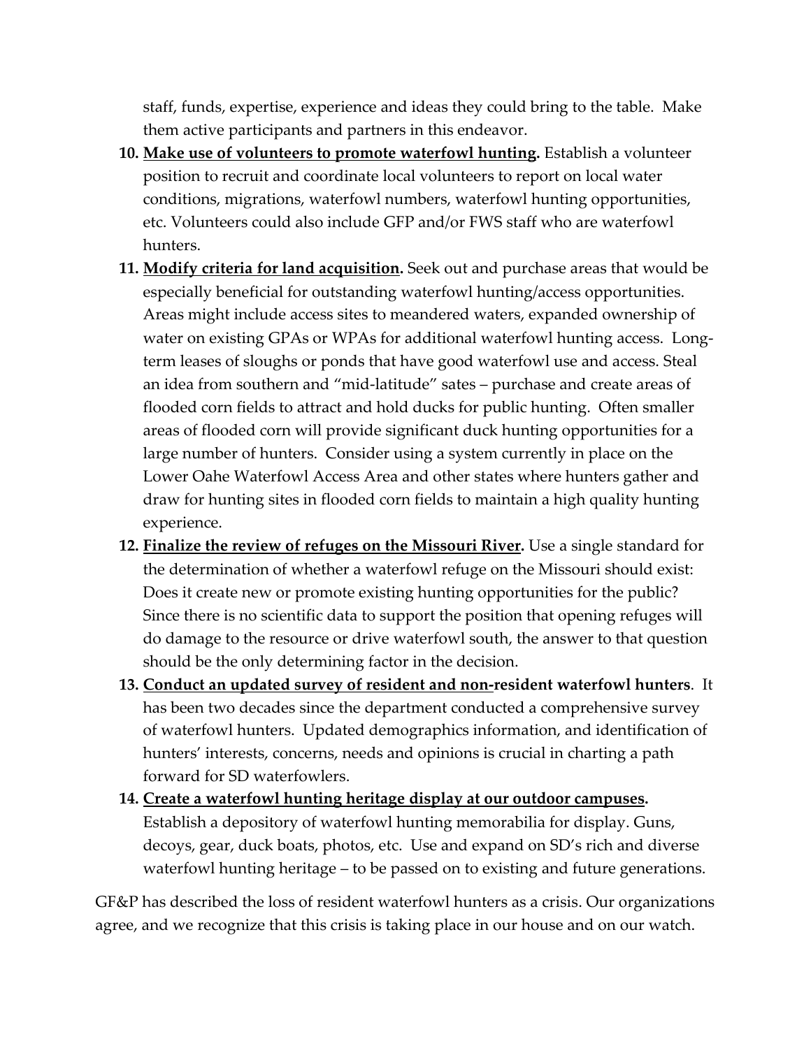staff, funds, expertise, experience and ideas they could bring to the table. Make them active participants and partners in this endeavor.

10. **Make use of volunteers to promote waterfowl hunting.** Establish a volunteer position to recruit and coordinate local volunteers to report on local water conditions, migrations, waterfowl numbers, waterfowl hunting opportunities, etc. Volunteers could also include GFP and/or FWS staff who are waterfowl hunters.
11. **Modify criteria for land acquisition.** Seek out and purchase areas that would be especially beneficial for outstanding waterfowl hunting/access opportunities. Areas might include access sites to meandered waters, expanded ownership of water on existing GPAs or WPAs for additional waterfowl hunting access. Long-term leases of sloughs or ponds that have good waterfowl use and access. Steal an idea from southern and "mid-latitude" sates – purchase and create areas of flooded corn fields to attract and hold ducks for public hunting. Often smaller areas of flooded corn will provide significant duck hunting opportunities for a large number of hunters. Consider using a system currently in place on the Lower Oahe Waterfowl Access Area and other states where hunters gather and draw for hunting sites in flooded corn fields to maintain a high quality hunting experience.
12. **Finalize the review of refuges on the Missouri River.** Use a single standard for the determination of whether a waterfowl refuge on the Missouri should exist: Does it create new or promote existing hunting opportunities for the public? Since there is no scientific data to support the position that opening refuges will do damage to the resource or drive waterfowl south, the answer to that question should be the only determining factor in the decision.
13. **Conduct an updated survey of resident and non-resident waterfowl hunters**. It has been two decades since the department conducted a comprehensive survey of waterfowl hunters. Updated demographics information, and identification of hunters' interests, concerns, needs and opinions is crucial in charting a path forward for SD waterfowlers.
14. **Create a waterfowl hunting heritage display at our outdoor campuses.** Establish a depository of waterfowl hunting memorabilia for display. Guns, decoys, gear, duck boats, photos, etc. Use and expand on SD's rich and diverse waterfowl hunting heritage – to be passed on to existing and future generations.

GF&P has described the loss of resident waterfowl hunters as a crisis. Our organizations agree, and we recognize that this crisis is taking place in our house and on our watch.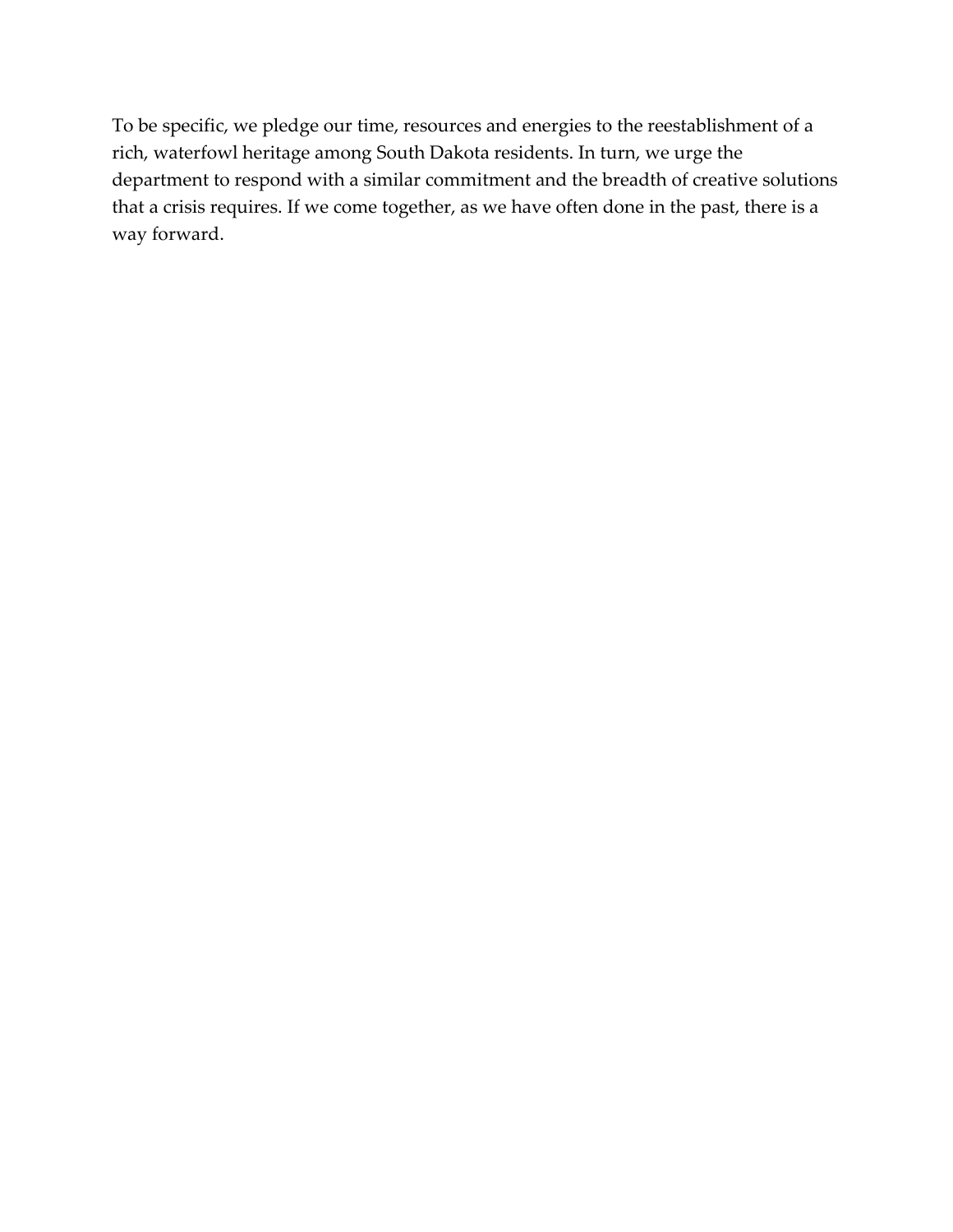To be specific, we pledge our time, resources and energies to the reestablishment of a rich, waterfowl heritage among South Dakota residents. In turn, we urge the department to respond with a similar commitment and the breadth of creative solutions that a crisis requires. If we come together, as we have often done in the past, there is a way forward.